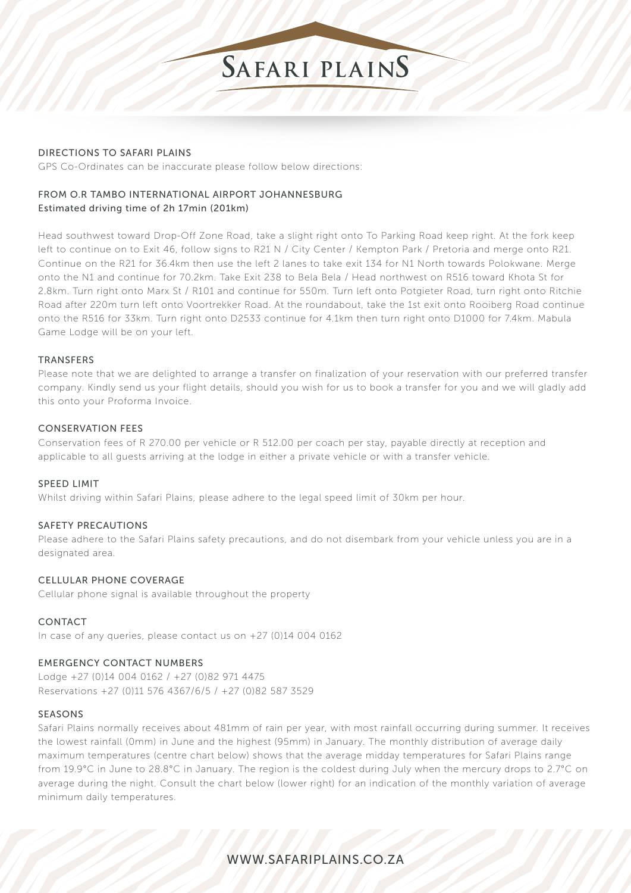# SAFARI PLAINS

## DIRECTIONS TO SAFARI PLAINS

GPS Co-Ordinates can be inaccurate please follow below directions:

### FROM O.R TAMBO INTERNATIONAL AIRPORT JOHANNESBURG

Estimated driving time of 2h 17min (201km)

Head southwest toward Drop-Off Zone Road, take a slight right onto To Parking Road keep right. At the fork keep left to continue on to Exit 46, follow signs to R21 N / City Center / Kempton Park / Pretoria and merge onto R21. Continue on the R21 for 36.4km then use the left 2 lanes to take exit 134 for N1 North towards Polokwane. Merge onto the N1 and continue for 70.2km. Take Exit 238 to Bela Bela / Head northwest on R516 toward Khota St for 2.8km. Turn right onto Marx St / R101 and continue for 550m. Turn left onto Potgieter Road, turn right onto Ritchie Road after 220m turn left onto Voortrekker Road. At the roundabout, take the 1st exit onto Rooiberg Road continue onto the R516 for 33km. Turn right onto D2533 continue for 4.1km then turn right onto D1000 for 7.4km. Mabula Game Lodge will be on your left.

## TRANSFERS

Please note that we are delighted to arrange a transfer on finalization of your reservation with our preferred transfer company. Kindly send us your flight details, should you wish for us to book a transfer for you and we will gladly add this onto your Proforma Invoice.

## CONSERVATION FEES

Conservation fees of R 270.00 per vehicle or R 512.00 per coach per stay, payable directly at reception and applicable to all guests arriving at the lodge in either a private vehicle or with a transfer vehicle.

## SPEED LIMIT

Whilst driving within Safari Plains, please adhere to the legal speed limit of 30km per hour.

## SAFETY PRECAUTIONS

Please adhere to the Safari Plains safety precautions, and do not disembark from your vehicle unless you are in a designated area.

## CELLULAR PHONE COVERAGE

Cellular phone signal is available throughout the property

## CONTACT

In case of any queries, please contact us on +27 (0)14 004 0162

## EMERGENCY CONTACT NUMBERS

Lodge +27 (0)14 004 0162 / +27 (0)82 971 4475
Reservations +27 (0)11 576 4367/6/5 / +27 (0)82 587 3529

## SEASONS

Safari Plains normally receives about 481mm of rain per year, with most rainfall occurring during summer. It receives the lowest rainfall (0mm) in June and the highest (95mm) in January. The monthly distribution of average daily maximum temperatures (centre chart below) shows that the average midday temperatures for Safari Plains range from 19.9°C in June to 28.8°C in January. The region is the coldest during July when the mercury drops to 2.7°C on average during the night. Consult the chart below (lower right) for an indication of the monthly variation of average minimum daily temperatures.

WWW.SAFARIPLAINS.CO.ZA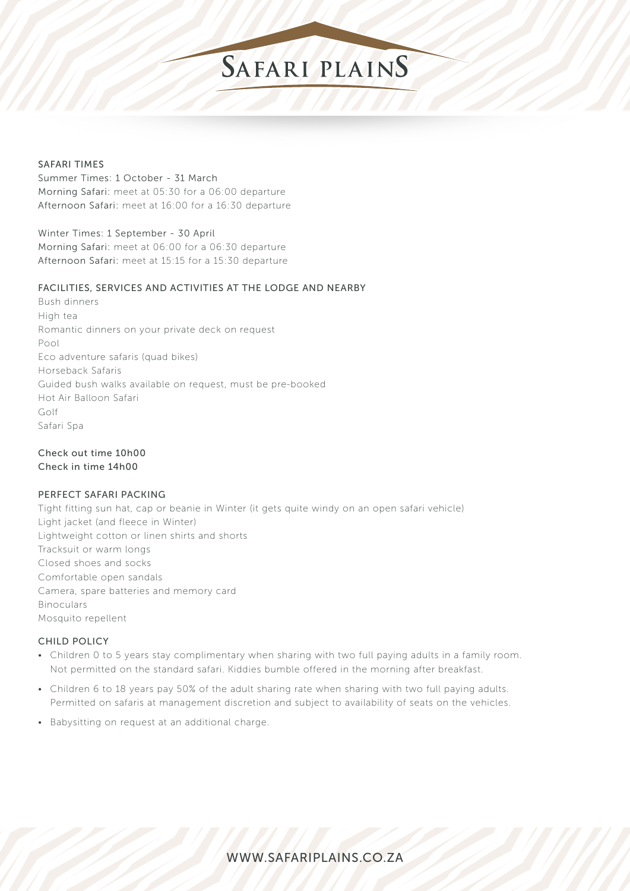# SAFARI PLAINS

## SAFARI TIMES

Summer Times: 1 October - 31 March
Morning Safari: meet at 05:30 for a 06:00 departure
Afternoon Safari: meet at 16:00 for a 16:30 departure

Winter Times: 1 September - 30 April
Morning Safari: meet at 06:00 for a 06:30 departure
Afternoon Safari: meet at 15:15 for a 15:30 departure

## FACILITIES, SERVICES AND ACTIVITIES AT THE LODGE AND NEARBY

Bush dinners
High tea
Romantic dinners on your private deck on request
Pool
Eco adventure safaris (quad bikes)
Horseback Safaris
Guided bush walks available on request, must be pre-booked
Hot Air Balloon Safari
Golf
Safari Spa

Check out time 10h00
Check in time 14h00

## PERFECT SAFARI PACKING

Tight fitting sun hat, cap or beanie in Winter (it gets quite windy on an open safari vehicle)
Light jacket (and fleece in Winter)
Lightweight cotton or linen shirts and shorts
Tracksuit or warm longs
Closed shoes and socks
Comfortable open sandals
Camera, spare batteries and memory card
Binoculars
Mosquito repellent

## CHILD POLICY

- Children 0 to 5 years stay complimentary when sharing with two full paying adults in a family room. Not permitted on the standard safari. Kiddies bumble offered in the morning after breakfast.
- Children 6 to 18 years pay 50% of the adult sharing rate when sharing with two full paying adults. Permitted on safaris at management discretion and subject to availability of seats on the vehicles.
- Babysitting on request at an additional charge.

WWW.SAFARIPLAINS.CO.ZA